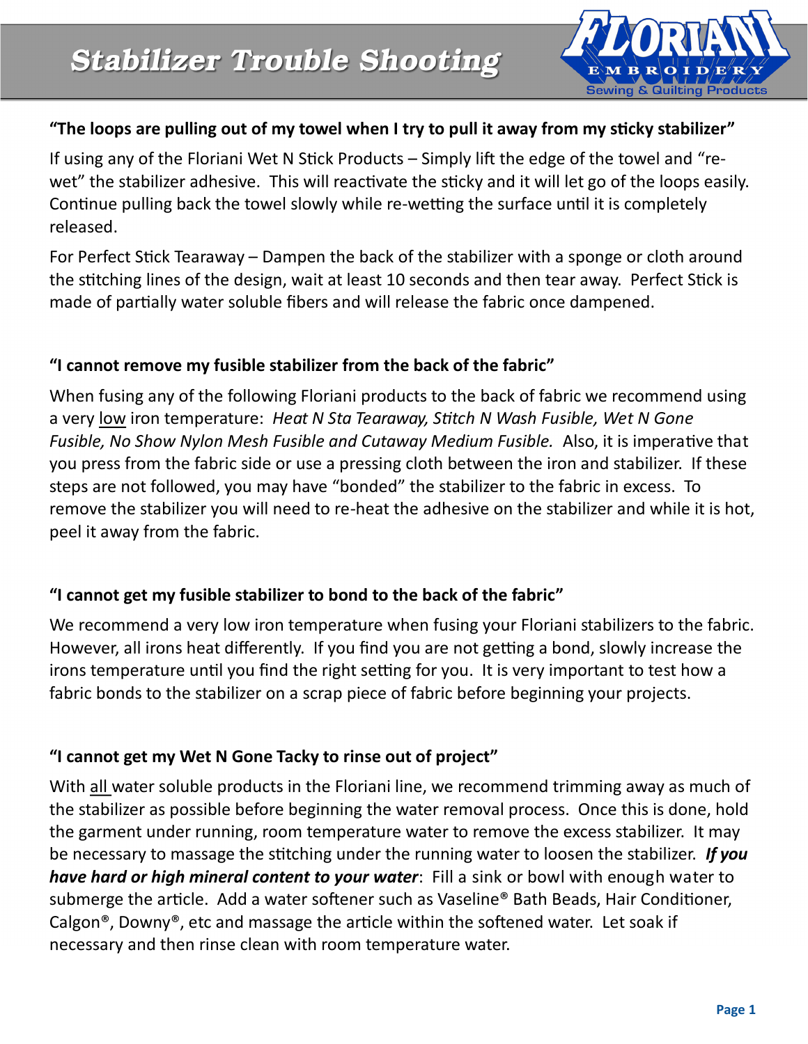# Stabilizer Trouble Shooting

FLORIANI EMBROIDERY
Sewing & Quilting Products

### "The loops are pulling out of my towel when I try to pull it away from my sticky stabilizer"

If using any of the Floriani Wet N Stick Products – Simply lift the edge of the towel and "re-wet" the stabilizer adhesive. This will reactivate the sticky and it will let go of the loops easily. Continue pulling back the towel slowly while re-wetting the surface until it is completely released.

For Perfect Stick Tearaway – Dampen the back of the stabilizer with a sponge or cloth around the stitching lines of the design, wait at least 10 seconds and then tear away. Perfect Stick is made of partially water soluble fibers and will release the fabric once dampened.

### "I cannot remove my fusible stabilizer from the back of the fabric"

When fusing any of the following Floriani products to the back of fabric we recommend using a very low iron temperature: *Heat N Sta Tearaway, Stitch N Wash Fusible, Wet N Gone Fusible, No Show Nylon Mesh Fusible and Cutaway Medium Fusible.* Also, it is imperative that you press from the fabric side or use a pressing cloth between the iron and stabilizer. If these steps are not followed, you may have "bonded" the stabilizer to the fabric in excess. To remove the stabilizer you will need to re-heat the adhesive on the stabilizer and while it is hot, peel it away from the fabric.

### "I cannot get my fusible stabilizer to bond to the back of the fabric"

We recommend a very low iron temperature when fusing your Floriani stabilizers to the fabric. However, all irons heat differently. If you find you are not getting a bond, slowly increase the irons temperature until you find the right setting for you. It is very important to test how a fabric bonds to the stabilizer on a scrap piece of fabric before beginning your projects.

### "I cannot get my Wet N Gone Tacky to rinse out of project"

With all water soluble products in the Floriani line, we recommend trimming away as much of the stabilizer as possible before beginning the water removal process. Once this is done, hold the garment under running, room temperature water to remove the excess stabilizer. It may be necessary to massage the stitching under the running water to loosen the stabilizer. ***If you have hard or high mineral content to your water***: Fill a sink or bowl with enough water to submerge the article. Add a water softener such as Vaseline® Bath Beads, Hair Conditioner, Calgon®, Downy®, etc and massage the article within the softened water. Let soak if necessary and then rinse clean with room temperature water.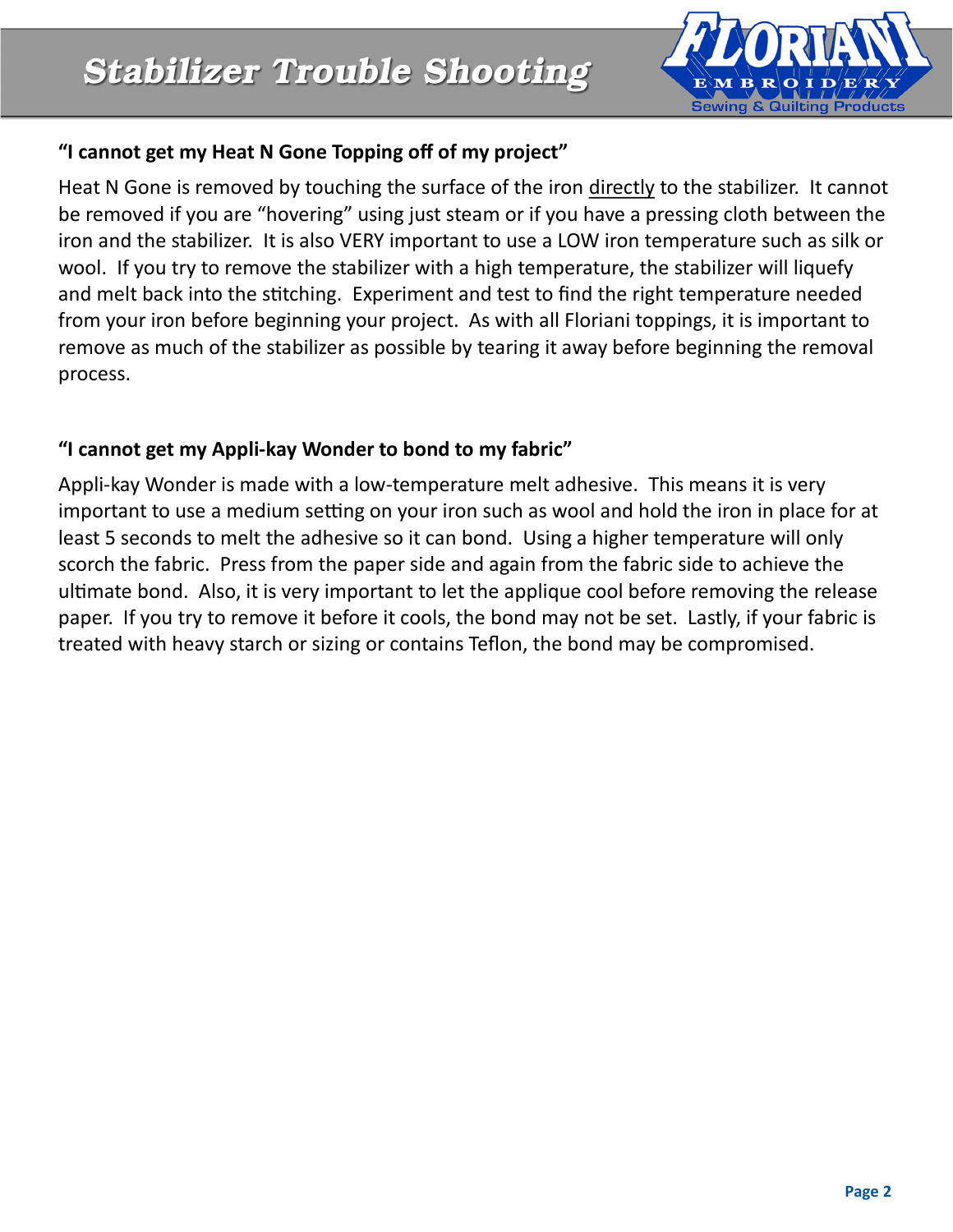# Stabilizer Trouble Shooting

### "I cannot get my Heat N Gone Topping off of my project"

Heat N Gone is removed by touching the surface of the iron directly to the stabilizer. It cannot be removed if you are "hovering" using just steam or if you have a pressing cloth between the iron and the stabilizer. It is also VERY important to use a LOW iron temperature such as silk or wool. If you try to remove the stabilizer with a high temperature, the stabilizer will liquefy and melt back into the stitching. Experiment and test to find the right temperature needed from your iron before beginning your project. As with all Floriani toppings, it is important to remove as much of the stabilizer as possible by tearing it away before beginning the removal process.

### "I cannot get my Appli-kay Wonder to bond to my fabric"

Appli-kay Wonder is made with a low-temperature melt adhesive. This means it is very important to use a medium setting on your iron such as wool and hold the iron in place for at least 5 seconds to melt the adhesive so it can bond. Using a higher temperature will only scorch the fabric. Press from the paper side and again from the fabric side to achieve the ultimate bond. Also, it is very important to let the applique cool before removing the release paper. If you try to remove it before it cools, the bond may not be set. Lastly, if your fabric is treated with heavy starch or sizing or contains Teflon, the bond may be compromised.